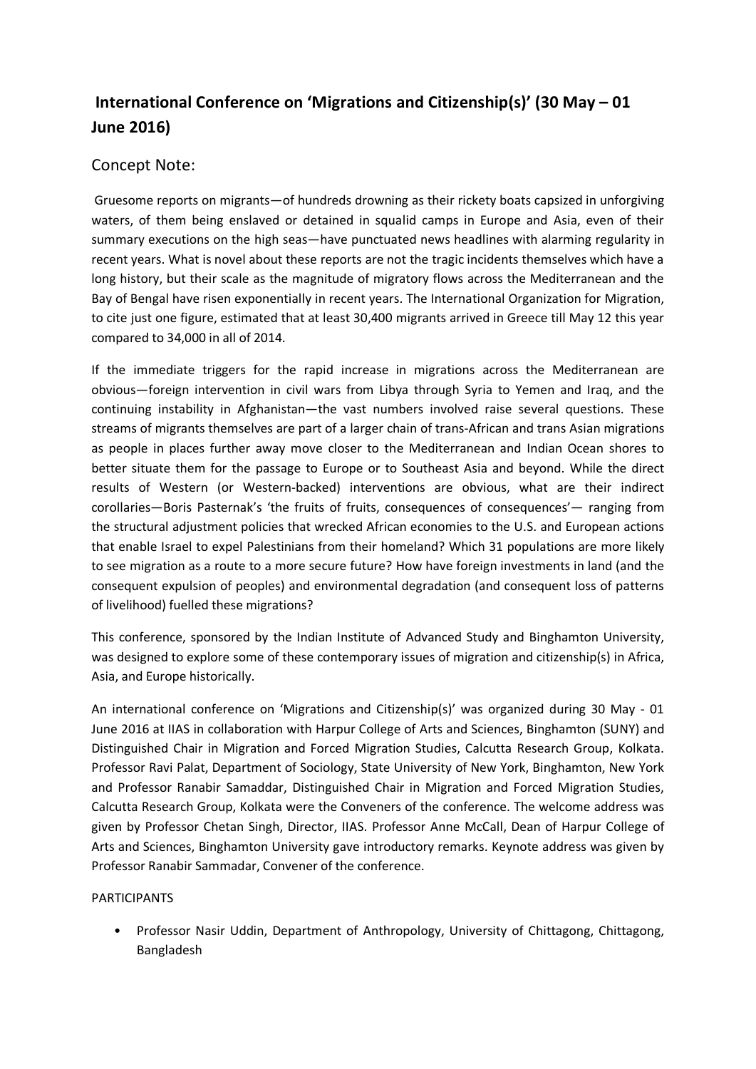# International Conference on 'Migrations and Citizenship(s)' (30 May – 01 June 2016)

## Concept Note:

Gruesome reports on migrants—of hundreds drowning as their rickety boats capsized in unforgiving waters, of them being enslaved or detained in squalid camps in Europe and Asia, even of their summary executions on the high seas—have punctuated news headlines with alarming regularity in recent years. What is novel about these reports are not the tragic incidents themselves which have a long history, but their scale as the magnitude of migratory flows across the Mediterranean and the Bay of Bengal have risen exponentially in recent years. The International Organization for Migration, to cite just one figure, estimated that at least 30,400 migrants arrived in Greece till May 12 this year compared to 34,000 in all of 2014.

If the immediate triggers for the rapid increase in migrations across the Mediterranean are obvious—foreign intervention in civil wars from Libya through Syria to Yemen and Iraq, and the continuing instability in Afghanistan—the vast numbers involved raise several questions. These streams of migrants themselves are part of a larger chain of trans-African and trans Asian migrations as people in places further away move closer to the Mediterranean and Indian Ocean shores to better situate them for the passage to Europe or to Southeast Asia and beyond. While the direct results of Western (or Western-backed) interventions are obvious, what are their indirect corollaries—Boris Pasternak's 'the fruits of fruits, consequences of consequences'— ranging from the structural adjustment policies that wrecked African economies to the U.S. and European actions that enable Israel to expel Palestinians from their homeland? Which 31 populations are more likely to see migration as a route to a more secure future? How have foreign investments in land (and the consequent expulsion of peoples) and environmental degradation (and consequent loss of patterns of livelihood) fuelled these migrations?

This conference, sponsored by the Indian Institute of Advanced Study and Binghamton University, was designed to explore some of these contemporary issues of migration and citizenship(s) in Africa, Asia, and Europe historically.

An international conference on 'Migrations and Citizenship(s)' was organized during 30 May - 01 June 2016 at IIAS in collaboration with Harpur College of Arts and Sciences, Binghamton (SUNY) and Distinguished Chair in Migration and Forced Migration Studies, Calcutta Research Group, Kolkata. Professor Ravi Palat, Department of Sociology, State University of New York, Binghamton, New York and Professor Ranabir Samaddar, Distinguished Chair in Migration and Forced Migration Studies, Calcutta Research Group, Kolkata were the Conveners of the conference. The welcome address was given by Professor Chetan Singh, Director, IIAS. Professor Anne McCall, Dean of Harpur College of Arts and Sciences, Binghamton University gave introductory remarks. Keynote address was given by Professor Ranabir Sammadar, Convener of the conference.

PARTICIPANTS

- Professor Nasir Uddin, Department of Anthropology, University of Chittagong, Chittagong, Bangladesh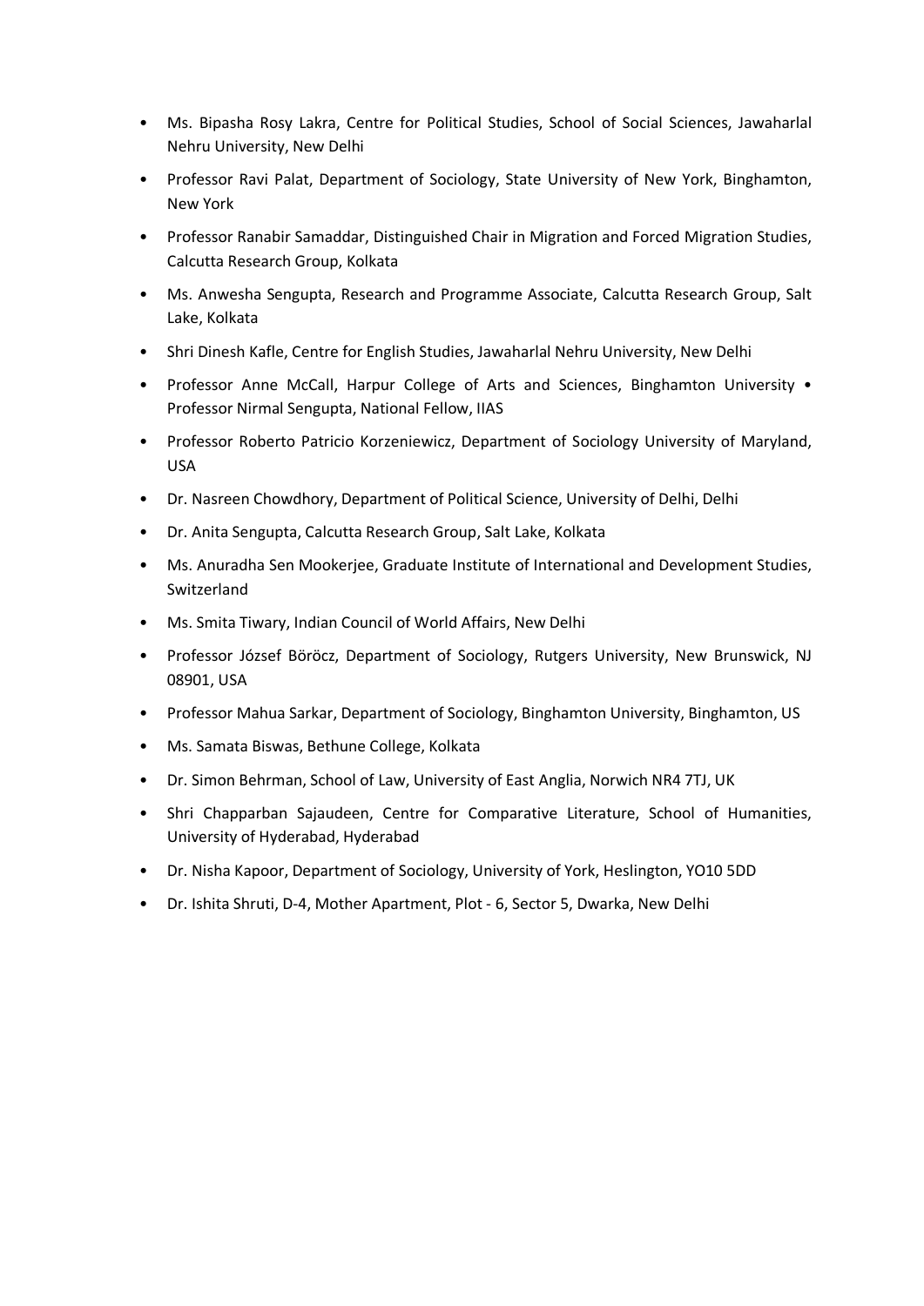- Ms. Bipasha Rosy Lakra, Centre for Political Studies, School of Social Sciences, Jawaharlal Nehru University, New Delhi
- Professor Ravi Palat, Department of Sociology, State University of New York, Binghamton, New York
- Professor Ranabir Samaddar, Distinguished Chair in Migration and Forced Migration Studies, Calcutta Research Group, Kolkata
- Ms. Anwesha Sengupta, Research and Programme Associate, Calcutta Research Group, Salt Lake, Kolkata
- Shri Dinesh Kafle, Centre for English Studies, Jawaharlal Nehru University, New Delhi
- Professor Anne McCall, Harpur College of Arts and Sciences, Binghamton University • Professor Nirmal Sengupta, National Fellow, IIAS
- Professor Roberto Patricio Korzeniewicz, Department of Sociology University of Maryland, USA
- Dr. Nasreen Chowdhory, Department of Political Science, University of Delhi, Delhi
- Dr. Anita Sengupta, Calcutta Research Group, Salt Lake, Kolkata
- Ms. Anuradha Sen Mookerjee, Graduate Institute of International and Development Studies, Switzerland
- Ms. Smita Tiwary, Indian Council of World Affairs, New Delhi
- Professor József Böröcz, Department of Sociology, Rutgers University, New Brunswick, NJ 08901, USA
- Professor Mahua Sarkar, Department of Sociology, Binghamton University, Binghamton, US
- Ms. Samata Biswas, Bethune College, Kolkata
- Dr. Simon Behrman, School of Law, University of East Anglia, Norwich NR4 7TJ, UK
- Shri Chapparban Sajaudeen, Centre for Comparative Literature, School of Humanities, University of Hyderabad, Hyderabad
- Dr. Nisha Kapoor, Department of Sociology, University of York, Heslington, YO10 5DD
- Dr. Ishita Shruti, D-4, Mother Apartment, Plot - 6, Sector 5, Dwarka, New Delhi